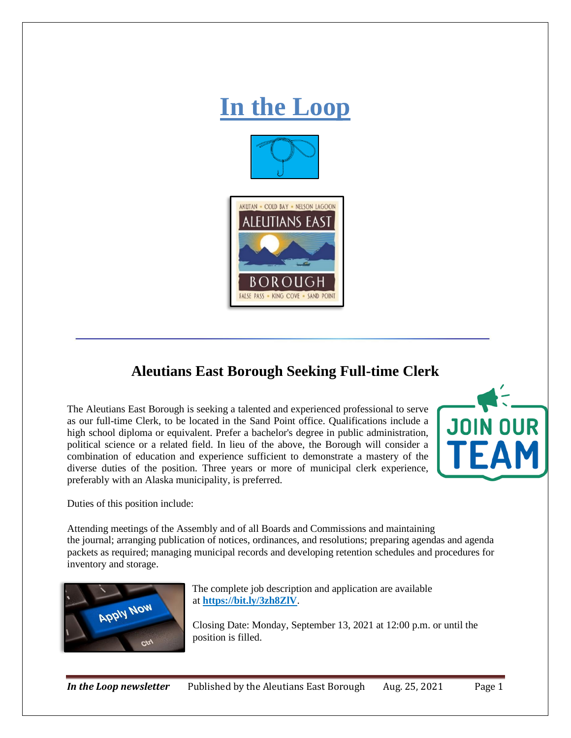# In the Loop

## Aleutians East Borough Seeking Full-time Clerk

The Aleutians East Borough is seeking a talented and experienced professional to serve as our full-time Clerk, to be located in the Sand Point office. Qualifications include a high school diploma or equivalent. Prefer a bachelor's degree in public administration, political science or a related field. In lieu of the above, the Borough will consider a combination of education and experience sufficient to demonstrate a mastery of the diverse duties of the position. Three years or more of municipal clerk experience, preferably with an Alaska municipality, is preferred.

Duties of this position include:

Attending meetings of the Assembly and of all Boards and Commissions and maintaining the journal; arranging publication of notices, ordinances, and resolutions; preparing agendas and agenda packets as required; managing municipal records and developing retention schedules and procedures for inventory and storage.

The complete job description and application are available at **https://bit.ly/3zh8ZlV**.

Closing Date: Monday, September 13, 2021 at 12:00 p.m. or until the position is filled.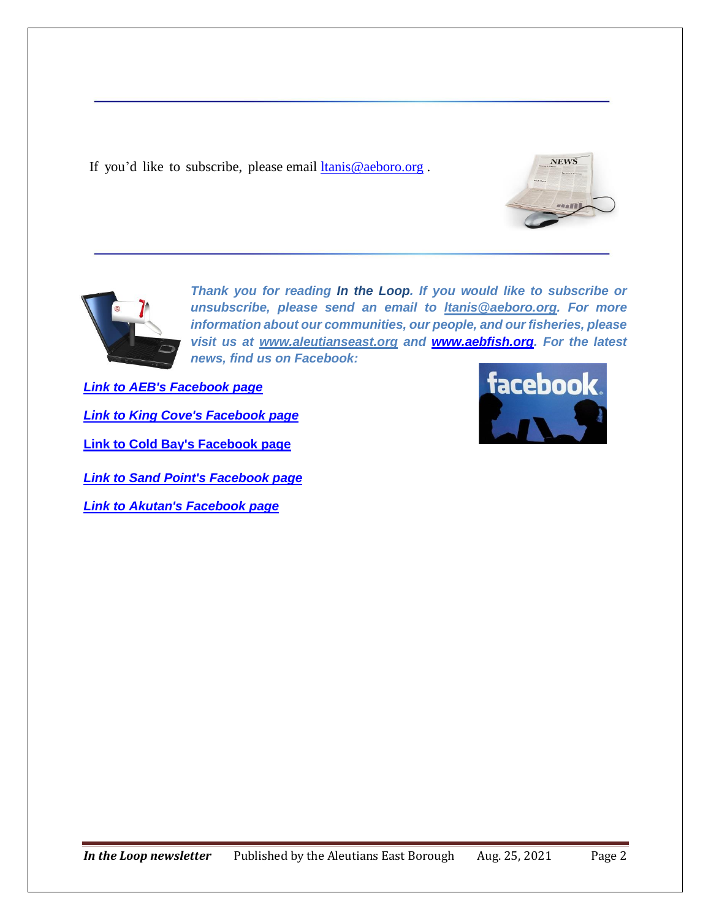If you'd like to subscribe, please email ltanis@aeboro.org .

***Thank you for reading In the Loop. If you would like to subscribe or unsubscribe, please send an email to ltanis@aeboro.org. For more information about our communities, our people, and our fisheries, please visit us at www.aleutianseast.org and www.aebfish.org. For the latest news, find us on Facebook:***

***Link to AEB's Facebook page***

***Link to King Cove's Facebook page***

**Link to Cold Bay's Facebook page**

***Link to Sand Point's Facebook page***

***Link to Akutan's Facebook page***